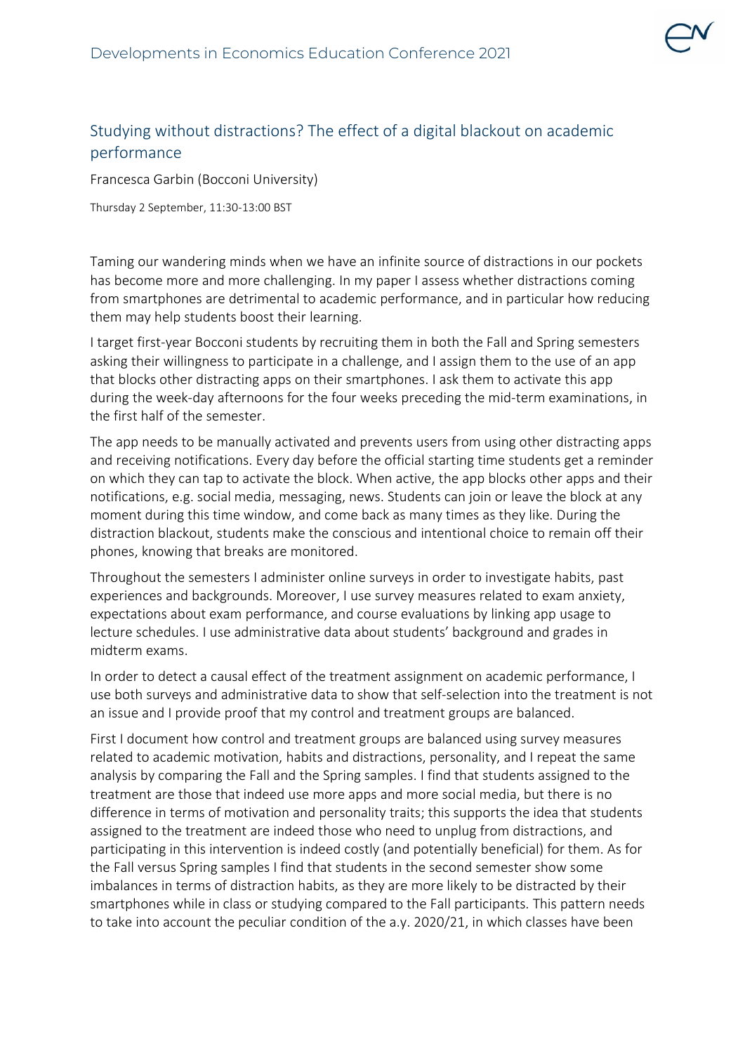## Studying without distractions? The effect of a digital blackout on academic performance

Francesca Garbin (Bocconi University)

Thursday 2 September, 11:30-13:00 BST

Taming our wandering minds when we have an infinite source of distractions in our pockets has become more and more challenging. In my paper I assess whether distractions coming from smartphones are detrimental to academic performance, and in particular how reducing them may help students boost their learning.

I target first-year Bocconi students by recruiting them in both the Fall and Spring semesters asking their willingness to participate in a challenge, and I assign them to the use of an app that blocks other distracting apps on their smartphones. I ask them to activate this app during the week-day afternoons for the four weeks preceding the mid-term examinations, in the first half of the semester.

The app needs to be manually activated and prevents users from using other distracting apps and receiving notifications. Every day before the official starting time students get a reminder on which they can tap to activate the block. When active, the app blocks other apps and their notifications, e.g. social media, messaging, news. Students can join or leave the block at any moment during this time window, and come back as many times as they like. During the distraction blackout, students make the conscious and intentional choice to remain off their phones, knowing that breaks are monitored.

Throughout the semesters I administer online surveys in order to investigate habits, past experiences and backgrounds. Moreover, I use survey measures related to exam anxiety, expectations about exam performance, and course evaluations by linking app usage to lecture schedules. I use administrative data about students' background and grades in midterm exams.

In order to detect a causal effect of the treatment assignment on academic performance, I use both surveys and administrative data to show that self-selection into the treatment is not an issue and I provide proof that my control and treatment groups are balanced.

First I document how control and treatment groups are balanced using survey measures related to academic motivation, habits and distractions, personality, and I repeat the same analysis by comparing the Fall and the Spring samples. I find that students assigned to the treatment are those that indeed use more apps and more social media, but there is no difference in terms of motivation and personality traits; this supports the idea that students assigned to the treatment are indeed those who need to unplug from distractions, and participating in this intervention is indeed costly (and potentially beneficial) for them. As for the Fall versus Spring samples I find that students in the second semester show some imbalances in terms of distraction habits, as they are more likely to be distracted by their smartphones while in class or studying compared to the Fall participants. This pattern needs to take into account the peculiar condition of the a.y. 2020/21, in which classes have been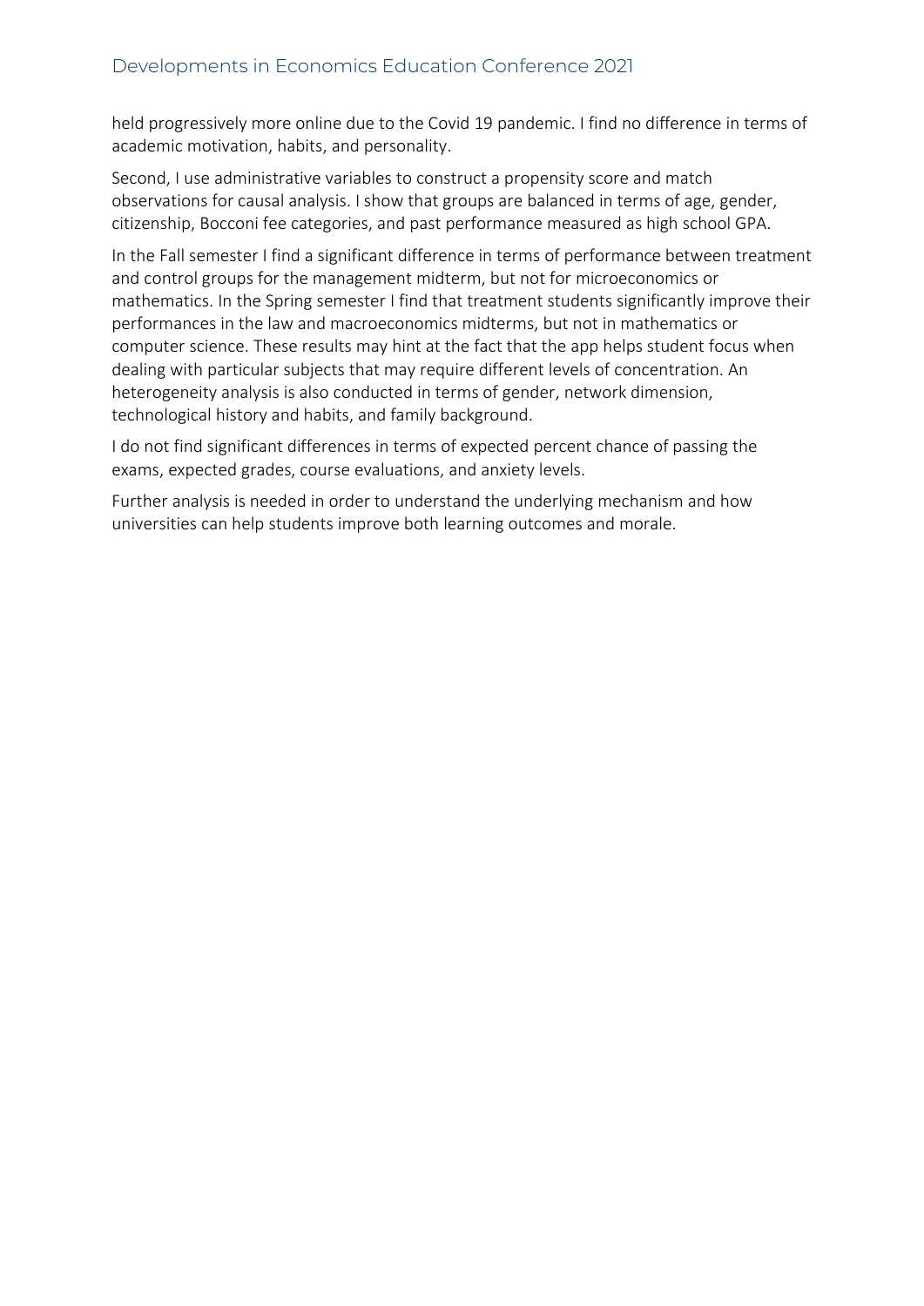held progressively more online due to the Covid 19 pandemic. I find no difference in terms of academic motivation, habits, and personality.

Second, I use administrative variables to construct a propensity score and match observations for causal analysis. I show that groups are balanced in terms of age, gender, citizenship, Bocconi fee categories, and past performance measured as high school GPA.

In the Fall semester I find a significant difference in terms of performance between treatment and control groups for the management midterm, but not for microeconomics or mathematics. In the Spring semester I find that treatment students significantly improve their performances in the law and macroeconomics midterms, but not in mathematics or computer science. These results may hint at the fact that the app helps student focus when dealing with particular subjects that may require different levels of concentration. An heterogeneity analysis is also conducted in terms of gender, network dimension, technological history and habits, and family background.

I do not find significant differences in terms of expected percent chance of passing the exams, expected grades, course evaluations, and anxiety levels.

Further analysis is needed in order to understand the underlying mechanism and how universities can help students improve both learning outcomes and morale.